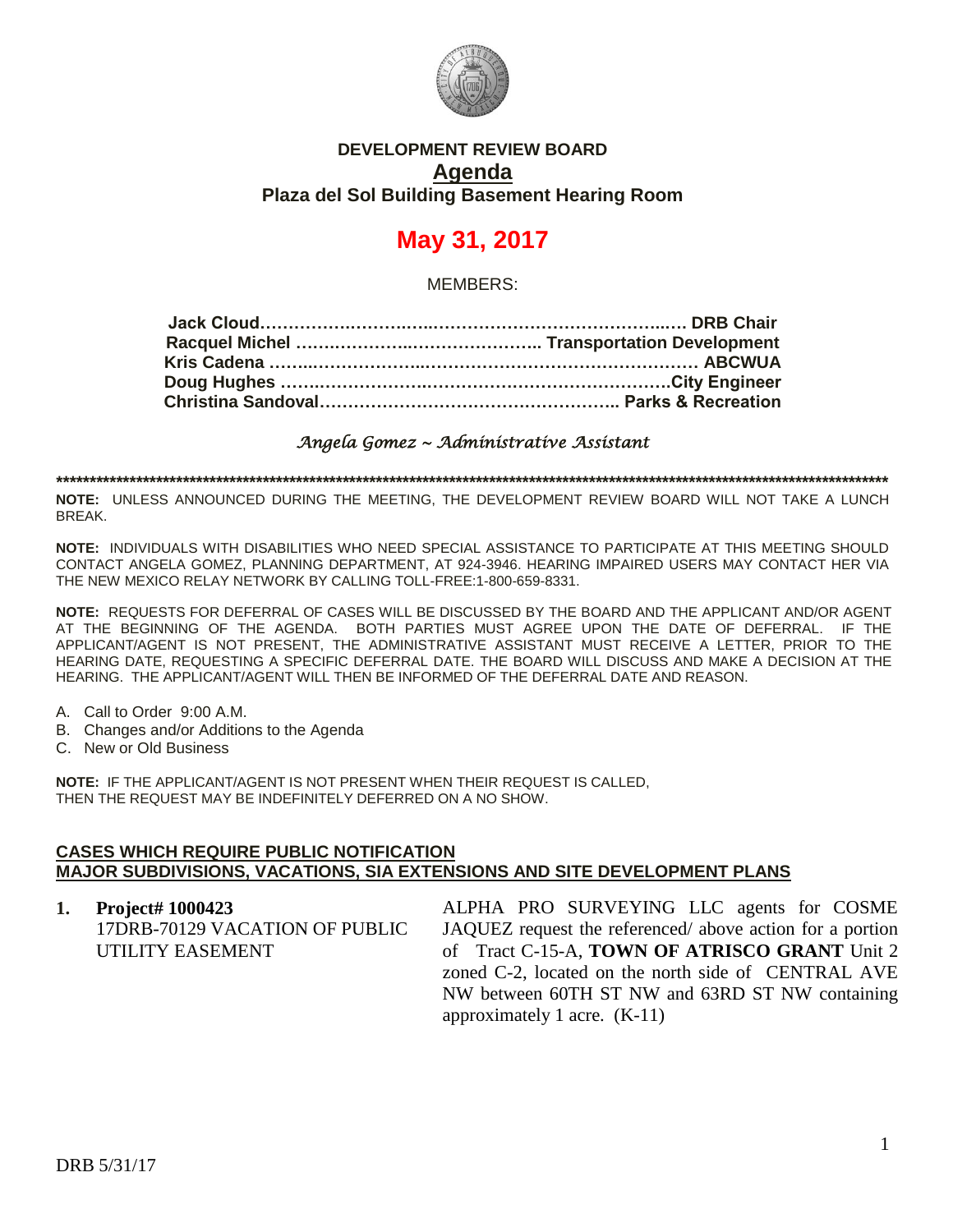**DEVELOPMENT REVIEW BOARD**

# Agenda

**Plaza del Sol Building Basement Hearing Room**

## May 31, 2017

MEMBERS:

**Jack Cloud……………………..……………………………………..…. DRB Chair**
**Racquel Michel ……..…………..………………….. Transportation Development**
**Kris Cadena ……..……………………..…………………………………… ABCWUA**
**Doug Hughes ……..…………..………………………………………….City Engineer**
**Christina Sandoval…………………………………………….. Parks & Recreation**

*Angela Gomez ~ Administrative Assistant*

**************************************************************************************************************************

**NOTE:** UNLESS ANNOUNCED DURING THE MEETING, THE DEVELOPMENT REVIEW BOARD WILL NOT TAKE A LUNCH BREAK.

**NOTE:** INDIVIDUALS WITH DISABILITIES WHO NEED SPECIAL ASSISTANCE TO PARTICIPATE AT THIS MEETING SHOULD CONTACT ANGELA GOMEZ, PLANNING DEPARTMENT, AT 924-3946. HEARING IMPAIRED USERS MAY CONTACT HER VIA THE NEW MEXICO RELAY NETWORK BY CALLING TOLL-FREE:1-800-659-8331.

**NOTE:** REQUESTS FOR DEFERRAL OF CASES WILL BE DISCUSSED BY THE BOARD AND THE APPLICANT AND/OR AGENT AT THE BEGINNING OF THE AGENDA. BOTH PARTIES MUST AGREE UPON THE DATE OF DEFERRAL. IF THE APPLICANT/AGENT IS NOT PRESENT, THE ADMINISTRATIVE ASSISTANT MUST RECEIVE A LETTER, PRIOR TO THE HEARING DATE, REQUESTING A SPECIFIC DEFERRAL DATE. THE BOARD WILL DISCUSS AND MAKE A DECISION AT THE HEARING. THE APPLICANT/AGENT WILL THEN BE INFORMED OF THE DEFERRAL DATE AND REASON.

A. Call to Order 9:00 A.M.
B. Changes and/or Additions to the Agenda
C. New or Old Business

**NOTE:** IF THE APPLICANT/AGENT IS NOT PRESENT WHEN THEIR REQUEST IS CALLED, THEN THE REQUEST MAY BE INDEFINITELY DEFERRED ON A NO SHOW.

**CASES WHICH REQUIRE PUBLIC NOTIFICATION**
**MAJOR SUBDIVISIONS, VACATIONS, SIA EXTENSIONS AND SITE DEVELOPMENT PLANS**

1. **Project# 1000423**
17DRB-70129 VACATION OF PUBLIC UTILITY EASEMENT

ALPHA PRO SURVEYING LLC agents for COSME JAQUEZ request the referenced/ above action for a portion of Tract C-15-A, **TOWN OF ATRISCO GRANT** Unit 2 zoned C-2, located on the north side of CENTRAL AVE NW between 60TH ST NW and 63RD ST NW containing approximately 1 acre. (K-11)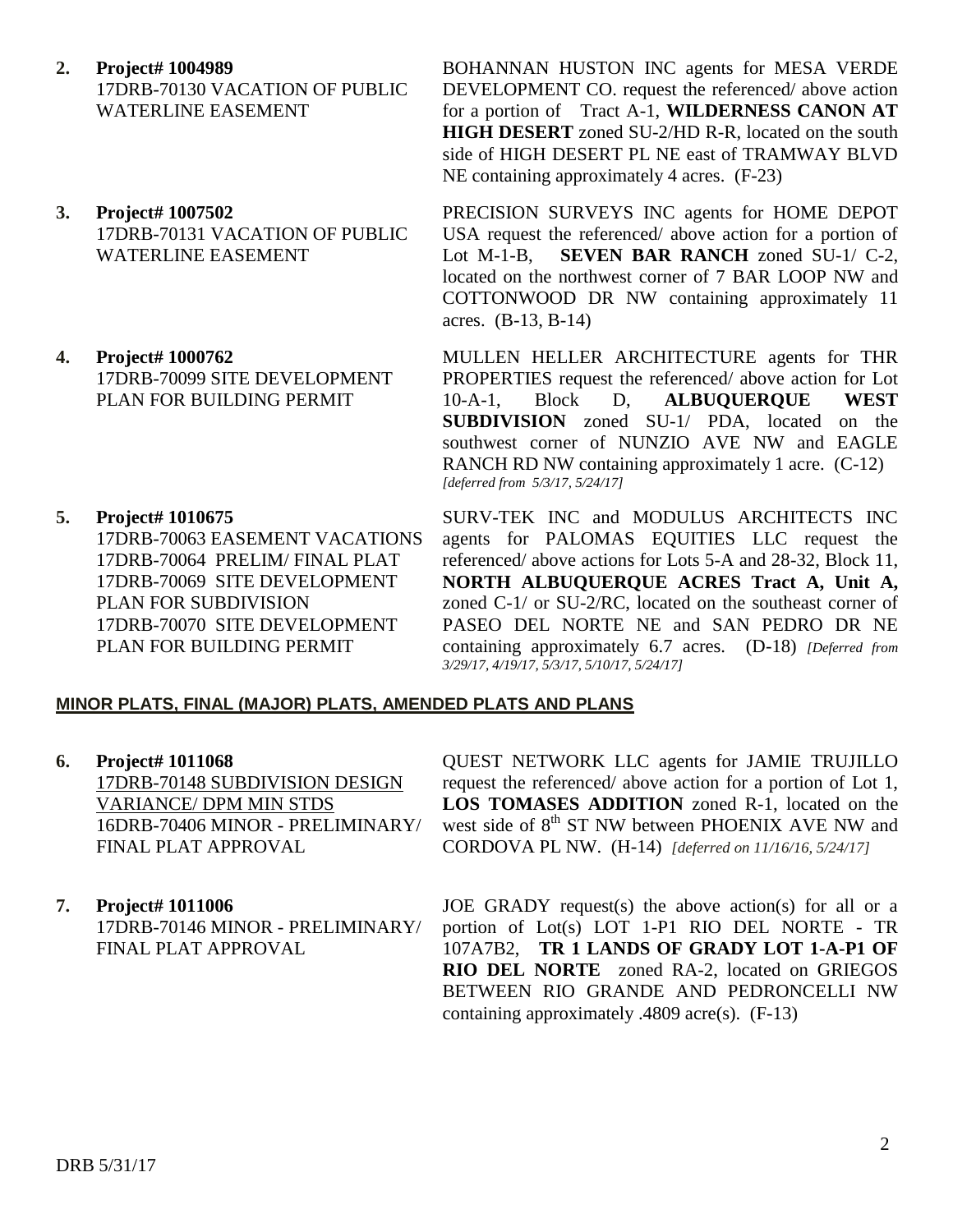2. **Project# 1004989**
17DRB-70130 VACATION OF PUBLIC WATERLINE EASEMENT

BOHANNAN HUSTON INC agents for MESA VERDE DEVELOPMENT CO. request the referenced/ above action for a portion of Tract A-1, **WILDERNESS CANON AT HIGH DESERT** zoned SU-2/HD R-R, located on the south side of HIGH DESERT PL NE east of TRAMWAY BLVD NE containing approximately 4 acres. (F-23)

3. **Project# 1007502**
17DRB-70131 VACATION OF PUBLIC WATERLINE EASEMENT

PRECISION SURVEYS INC agents for HOME DEPOT USA request the referenced/ above action for a portion of Lot M-1-B, **SEVEN BAR RANCH** zoned SU-1/ C-2, located on the northwest corner of 7 BAR LOOP NW and COTTONWOOD DR NW containing approximately 11 acres. (B-13, B-14)

4. **Project# 1000762**
17DRB-70099 SITE DEVELOPMENT PLAN FOR BUILDING PERMIT

MULLEN HELLER ARCHITECTURE agents for THR PROPERTIES request the referenced/ above action for Lot 10-A-1, Block D, **ALBUQUERQUE WEST SUBDIVISION** zoned SU-1/ PDA, located on the southwest corner of NUNZIO AVE NW and EAGLE RANCH RD NW containing approximately 1 acre. (C-12) *[deferred from 5/3/17, 5/24/17]*

5. **Project# 1010675**
17DRB-70063 EASEMENT VACATIONS
17DRB-70064 PRELIM/ FINAL PLAT
17DRB-70069 SITE DEVELOPMENT PLAN FOR SUBDIVISION
17DRB-70070 SITE DEVELOPMENT PLAN FOR BUILDING PERMIT

SURV-TEK INC and MODULUS ARCHITECTS INC agents for PALOMAS EQUITIES LLC request the referenced/ above actions for Lots 5-A and 28-32, Block 11, **NORTH ALBUQUERQUE ACRES Tract A, Unit A,** zoned C-1/ or SU-2/RC, located on the southeast corner of PASEO DEL NORTE NE and SAN PEDRO DR NE containing approximately 6.7 acres. (D-18) *[Deferred from 3/29/17, 4/19/17, 5/3/17, 5/10/17, 5/24/17]*

## MINOR PLATS, FINAL (MAJOR) PLATS, AMENDED PLATS AND PLANS

6. **Project# 1011068**
17DRB-70148 SUBDIVISION DESIGN VARIANCE/ DPM MIN STDS
16DRB-70406 MINOR - PRELIMINARY/ FINAL PLAT APPROVAL

QUEST NETWORK LLC agents for JAMIE TRUJILLO request the referenced/ above action for a portion of Lot 1, **LOS TOMASES ADDITION** zoned R-1, located on the west side of 8th ST NW between PHOENIX AVE NW and CORDOVA PL NW. (H-14) *[deferred on 11/16/16, 5/24/17]*

7. **Project# 1011006**
17DRB-70146 MINOR - PRELIMINARY/ FINAL PLAT APPROVAL

JOE GRADY request(s) the above action(s) for all or a portion of Lot(s) LOT 1-P1 RIO DEL NORTE - TR 107A7B2, **TR 1 LANDS OF GRADY LOT 1-A-P1 OF RIO DEL NORTE** zoned RA-2, located on GRIEGOS BETWEEN RIO GRANDE AND PEDRONCELLI NW containing approximately .4809 acre(s). (F-13)

DRB 5/31/17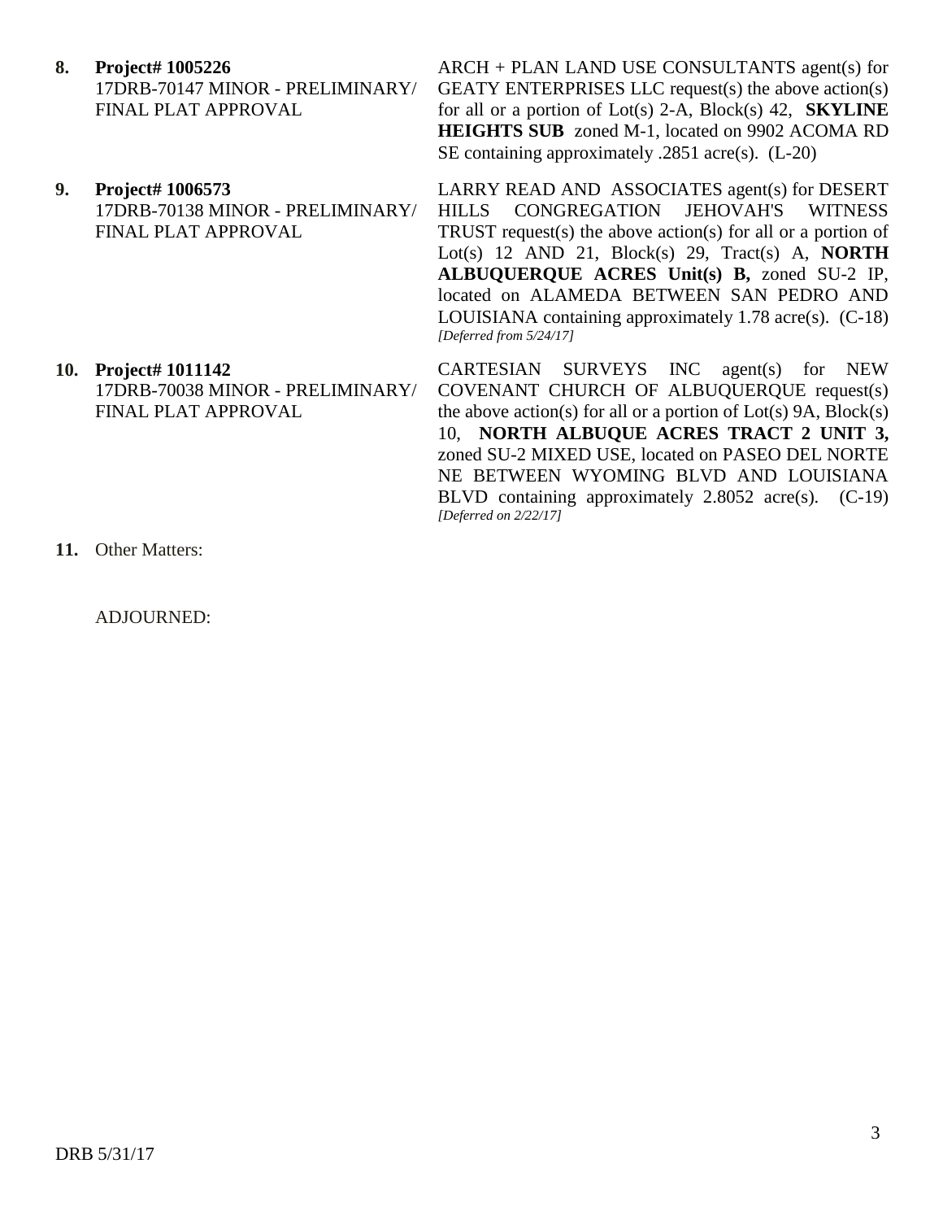**8. Project# 1005226**
17DRB-70147 MINOR - PRELIMINARY/ FINAL PLAT APPROVAL

ARCH + PLAN LAND USE CONSULTANTS agent(s) for GEATY ENTERPRISES LLC request(s) the above action(s) for all or a portion of Lot(s) 2-A, Block(s) 42, **SKYLINE HEIGHTS SUB** zoned M-1, located on 9902 ACOMA RD SE containing approximately .2851 acre(s). (L-20)

**9. Project# 1006573**
17DRB-70138 MINOR - PRELIMINARY/ FINAL PLAT APPROVAL

LARRY READ AND ASSOCIATES agent(s) for DESERT HILLS CONGREGATION JEHOVAH'S WITNESS TRUST request(s) the above action(s) for all or a portion of Lot(s) 12 AND 21, Block(s) 29, Tract(s) A, **NORTH ALBUQUERQUE ACRES Unit(s) B,** zoned SU-2 IP, located on ALAMEDA BETWEEN SAN PEDRO AND LOUISIANA containing approximately 1.78 acre(s). (C-18) *[Deferred from 5/24/17]*

**10. Project# 1011142**
17DRB-70038 MINOR - PRELIMINARY/ FINAL PLAT APPROVAL

CARTESIAN SURVEYS INC agent(s) for NEW COVENANT CHURCH OF ALBUQUERQUE request(s) the above action(s) for all or a portion of Lot(s) 9A, Block(s) 10, **NORTH ALBUQUE ACRES TRACT 2 UNIT 3,** zoned SU-2 MIXED USE, located on PASEO DEL NORTE NE BETWEEN WYOMING BLVD AND LOUISIANA BLVD containing approximately 2.8052 acre(s). (C-19) *[Deferred on 2/22/17]*

**11.** Other Matters:

ADJOURNED:

DRB 5/31/17